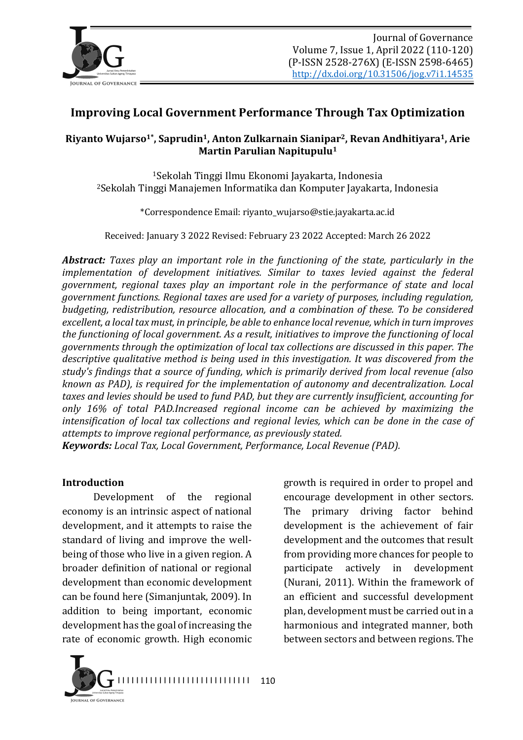# Improving Local Government Performance Through Tax Optimization

**Riyanto Wujarso[1*], Saprudin[1], Anton Zulkarnain Sianipar[2], Revan Andhitiyara[1], Arie Martin Parulian Napitupulu[1]**

[1]Sekolah Tinggi Ilmu Ekonomi Jayakarta, Indonesia
[2]Sekolah Tinggi Manajemen Informatika dan Komputer Jayakarta, Indonesia

*Correspondence Email: riyanto_wujarso@stie.jayakarta.ac.id

Received: January 3 2022 Revised: February 23 2022 Accepted: March 26 2022

***Abstract:*** *Taxes play an important role in the functioning of the state, particularly in the implementation of development initiatives. Similar to taxes levied against the federal government, regional taxes play an important role in the performance of state and local government functions. Regional taxes are used for a variety of purposes, including regulation, budgeting, redistribution, resource allocation, and a combination of these. To be considered excellent, a local tax must, in principle, be able to enhance local revenue, which in turn improves the functioning of local government. As a result, initiatives to improve the functioning of local governments through the optimization of local tax collections are discussed in this paper. The descriptive qualitative method is being used in this investigation. It was discovered from the study's findings that a source of funding, which is primarily derived from local revenue (also known as PAD), is required for the implementation of autonomy and decentralization. Local taxes and levies should be used to fund PAD, but they are currently insufficient, accounting for only 16% of total PAD.Increased regional income can be achieved by maximizing the intensification of local tax collections and regional levies, which can be done in the case of attempts to improve regional performance, as previously stated.*

***Keywords:*** *Local Tax, Local Government, Performance, Local Revenue (PAD).*

## Introduction

Development of the regional economy is an intrinsic aspect of national development, and it attempts to raise the standard of living and improve the well-being of those who live in a given region. A broader definition of national or regional development than economic development can be found here (Simanjuntak, 2009). In addition to being important, economic development has the goal of increasing the rate of economic growth. High economic growth is required in order to propel and encourage development in other sectors. The primary driving factor behind development is the achievement of fair development and the outcomes that result from providing more chances for people to participate actively in development (Nurani, 2011). Within the framework of an efficient and successful development plan, development must be carried out in a harmonious and integrated manner, both between sectors and between regions. The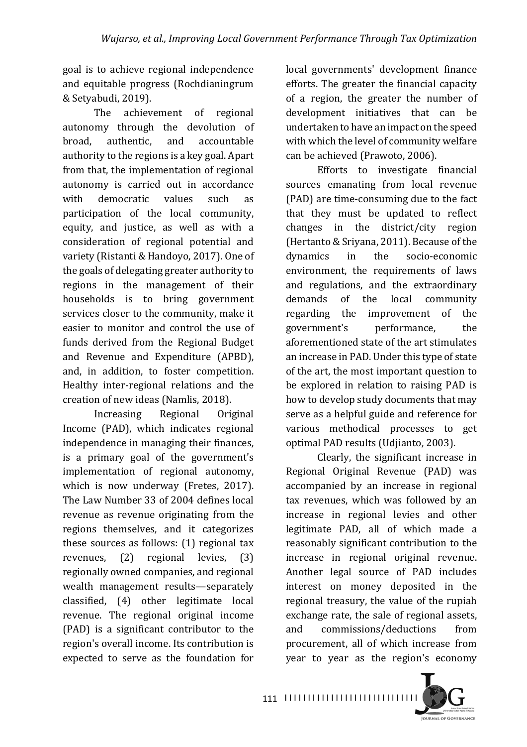goal is to achieve regional independence and equitable progress (Rochdianingrum & Setyabudi, 2019).

The achievement of regional autonomy through the devolution of broad, authentic, and accountable authority to the regions is a key goal. Apart from that, the implementation of regional autonomy is carried out in accordance with democratic values such as participation of the local community, equity, and justice, as well as with a consideration of regional potential and variety (Ristanti & Handoyo, 2017). One of the goals of delegating greater authority to regions in the management of their households is to bring government services closer to the community, make it easier to monitor and control the use of funds derived from the Regional Budget and Revenue and Expenditure (APBD), and, in addition, to foster competition. Healthy inter-regional relations and the creation of new ideas (Namlis, 2018).

Increasing Regional Original Income (PAD), which indicates regional independence in managing their finances, is a primary goal of the government's implementation of regional autonomy, which is now underway (Fretes, 2017). The Law Number 33 of 2004 defines local revenue as revenue originating from the regions themselves, and it categorizes these sources as follows: (1) regional tax revenues, (2) regional levies, (3) regionally owned companies, and regional wealth management results—separately classified, (4) other legitimate local revenue. The regional original income (PAD) is a significant contributor to the region's overall income. Its contribution is expected to serve as the foundation for local governments' development finance efforts. The greater the financial capacity of a region, the greater the number of development initiatives that can be undertaken to have an impact on the speed with which the level of community welfare can be achieved (Prawoto, 2006).

Efforts to investigate financial sources emanating from local revenue (PAD) are time-consuming due to the fact that they must be updated to reflect changes in the district/city region (Hertanto & Sriyana, 2011). Because of the dynamics in the socio-economic environment, the requirements of laws and regulations, and the extraordinary demands of the local community regarding the improvement of the government's performance, the aforementioned state of the art stimulates an increase in PAD. Under this type of state of the art, the most important question to be explored in relation to raising PAD is how to develop study documents that may serve as a helpful guide and reference for various methodical processes to get optimal PAD results (Udjianto, 2003).

Clearly, the significant increase in Regional Original Revenue (PAD) was accompanied by an increase in regional tax revenues, which was followed by an increase in regional levies and other legitimate PAD, all of which made a reasonably significant contribution to the increase in regional original revenue. Another legal source of PAD includes interest on money deposited in the regional treasury, the value of the rupiah exchange rate, the sale of regional assets, and commissions/deductions from procurement, all of which increase from year to year as the region's economy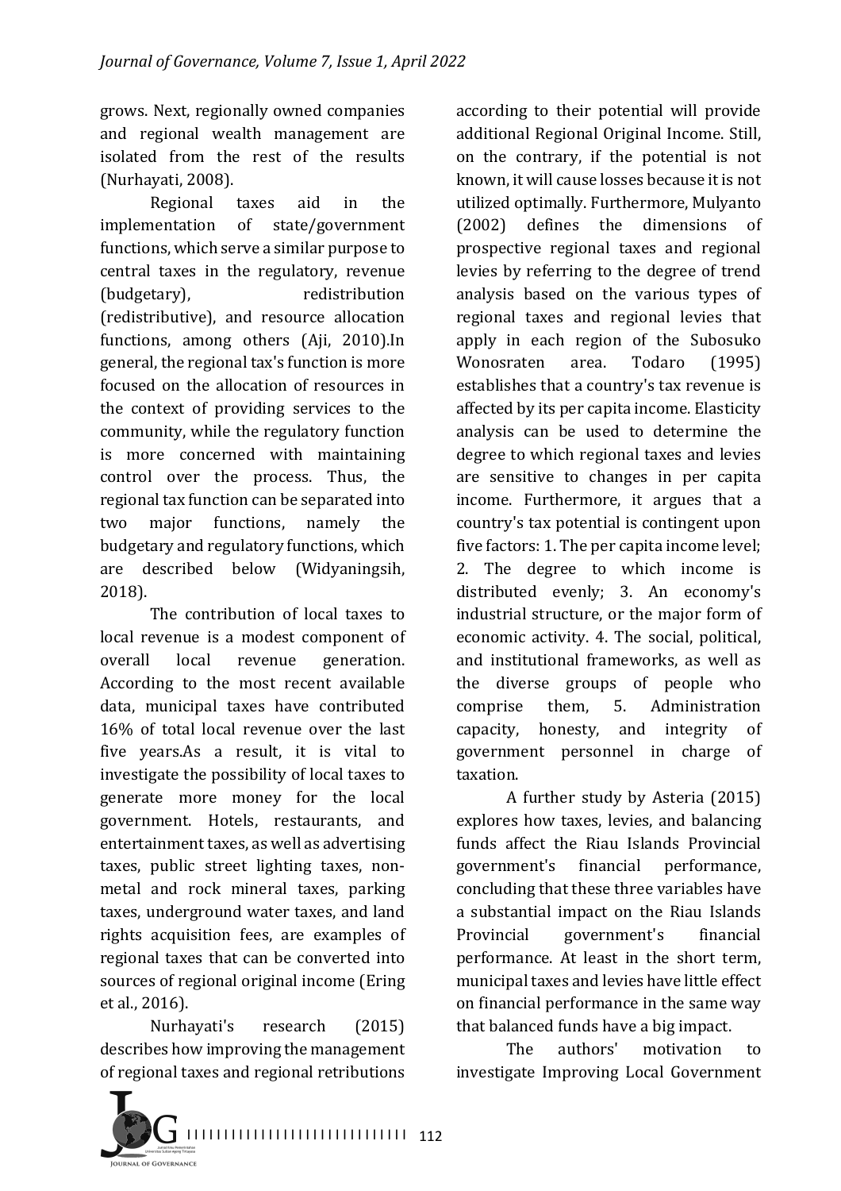grows. Next, regionally owned companies and regional wealth management are isolated from the rest of the results (Nurhayati, 2008).

Regional taxes aid in the implementation of state/government functions, which serve a similar purpose to central taxes in the regulatory, revenue (budgetary), redistribution (redistributive), and resource allocation functions, among others (Aji, 2010).In general, the regional tax's function is more focused on the allocation of resources in the context of providing services to the community, while the regulatory function is more concerned with maintaining control over the process. Thus, the regional tax function can be separated into two major functions, namely the budgetary and regulatory functions, which are described below (Widyaningsih, 2018).

The contribution of local taxes to local revenue is a modest component of overall local revenue generation. According to the most recent available data, municipal taxes have contributed 16% of total local revenue over the last five years.As a result, it is vital to investigate the possibility of local taxes to generate more money for the local government. Hotels, restaurants, and entertainment taxes, as well as advertising taxes, public street lighting taxes, non-metal and rock mineral taxes, parking taxes, underground water taxes, and land rights acquisition fees, are examples of regional taxes that can be converted into sources of regional original income (Ering et al., 2016).

Nurhayati's research (2015) describes how improving the management of regional taxes and regional retributions according to their potential will provide additional Regional Original Income. Still, on the contrary, if the potential is not known, it will cause losses because it is not utilized optimally. Furthermore, Mulyanto (2002) defines the dimensions of prospective regional taxes and regional levies by referring to the degree of trend analysis based on the various types of regional taxes and regional levies that apply in each region of the Subosuko Wonosraten area. Todaro (1995) establishes that a country's tax revenue is affected by its per capita income. Elasticity analysis can be used to determine the degree to which regional taxes and levies are sensitive to changes in per capita income. Furthermore, it argues that a country's tax potential is contingent upon five factors: 1. The per capita income level; 2. The degree to which income is distributed evenly; 3. An economy's industrial structure, or the major form of economic activity. 4. The social, political, and institutional frameworks, as well as the diverse groups of people who comprise them, 5. Administration capacity, honesty, and integrity of government personnel in charge of taxation.

A further study by Asteria (2015) explores how taxes, levies, and balancing funds affect the Riau Islands Provincial government's financial performance, concluding that these three variables have a substantial impact on the Riau Islands Provincial government's financial performance. At least in the short term, municipal taxes and levies have little effect on financial performance in the same way that balanced funds have a big impact.

The authors' motivation to investigate Improving Local Government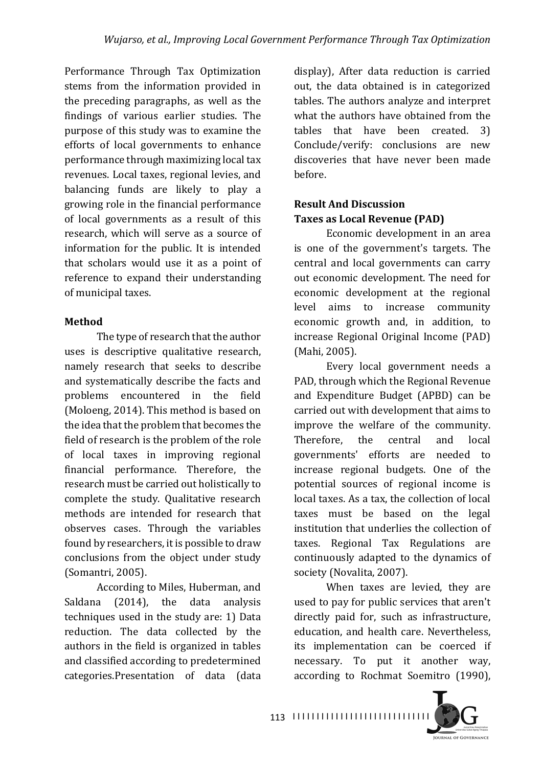Performance Through Tax Optimization stems from the information provided in the preceding paragraphs, as well as the findings of various earlier studies. The purpose of this study was to examine the efforts of local governments to enhance performance through maximizing local tax revenues. Local taxes, regional levies, and balancing funds are likely to play a growing role in the financial performance of local governments as a result of this research, which will serve as a source of information for the public. It is intended that scholars would use it as a point of reference to expand their understanding of municipal taxes.

## Method

The type of research that the author uses is descriptive qualitative research, namely research that seeks to describe and systematically describe the facts and problems encountered in the field (Moloeng, 2014). This method is based on the idea that the problem that becomes the field of research is the problem of the role of local taxes in improving regional financial performance. Therefore, the research must be carried out holistically to complete the study. Qualitative research methods are intended for research that observes cases. Through the variables found by researchers, it is possible to draw conclusions from the object under study (Somantri, 2005).

According to Miles, Huberman, and Saldana (2014), the data analysis techniques used in the study are: 1) Data reduction. The data collected by the authors in the field is organized in tables and classified according to predetermined categories.Presentation of data (data display), After data reduction is carried out, the data obtained is in categorized tables. The authors analyze and interpret what the authors have obtained from the tables that have been created. 3) Conclude/verify: conclusions are new discoveries that have never been made before.

## Result And Discussion

### Taxes as Local Revenue (PAD)

Economic development in an area is one of the government's targets. The central and local governments can carry out economic development. The need for economic development at the regional level aims to increase community economic growth and, in addition, to increase Regional Original Income (PAD) (Mahi, 2005).

Every local government needs a PAD, through which the Regional Revenue and Expenditure Budget (APBD) can be carried out with development that aims to improve the welfare of the community. Therefore, the central and local governments' efforts are needed to increase regional budgets. One of the potential sources of regional income is local taxes. As a tax, the collection of local taxes must be based on the legal institution that underlies the collection of taxes. Regional Tax Regulations are continuously adapted to the dynamics of society (Novalita, 2007).

When taxes are levied, they are used to pay for public services that aren't directly paid for, such as infrastructure, education, and health care. Nevertheless, its implementation can be coerced if necessary. To put it another way, according to Rochmat Soemitro (1990),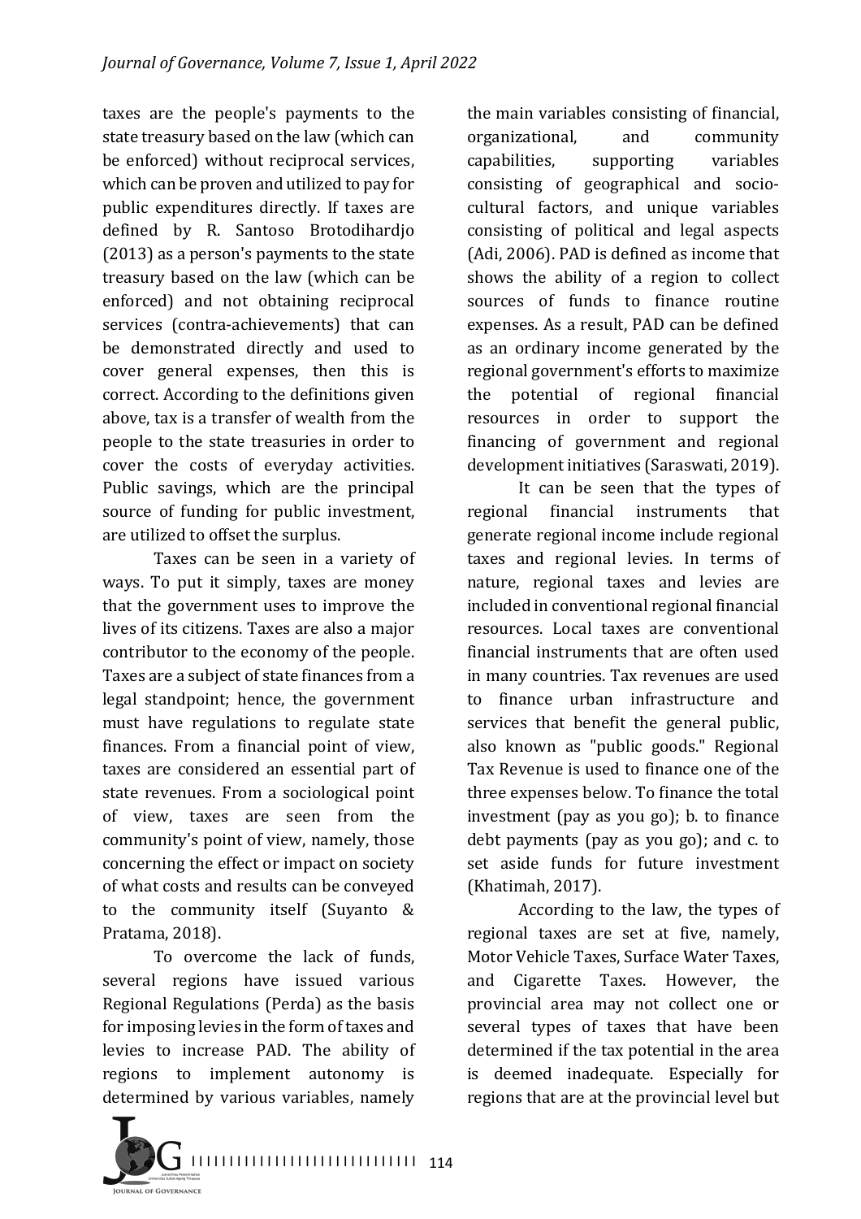taxes are the people's payments to the state treasury based on the law (which can be enforced) without reciprocal services, which can be proven and utilized to pay for public expenditures directly. If taxes are defined by R. Santoso Brotodihardjo (2013) as a person's payments to the state treasury based on the law (which can be enforced) and not obtaining reciprocal services (contra-achievements) that can be demonstrated directly and used to cover general expenses, then this is correct. According to the definitions given above, tax is a transfer of wealth from the people to the state treasuries in order to cover the costs of everyday activities. Public savings, which are the principal source of funding for public investment, are utilized to offset the surplus.

Taxes can be seen in a variety of ways. To put it simply, taxes are money that the government uses to improve the lives of its citizens. Taxes are also a major contributor to the economy of the people. Taxes are a subject of state finances from a legal standpoint; hence, the government must have regulations to regulate state finances. From a financial point of view, taxes are considered an essential part of state revenues. From a sociological point of view, taxes are seen from the community's point of view, namely, those concerning the effect or impact on society of what costs and results can be conveyed to the community itself (Suyanto & Pratama, 2018).

To overcome the lack of funds, several regions have issued various Regional Regulations (Perda) as the basis for imposing levies in the form of taxes and levies to increase PAD. The ability of regions to implement autonomy is determined by various variables, namely the main variables consisting of financial, organizational, and community capabilities, supporting variables consisting of geographical and socio-cultural factors, and unique variables consisting of political and legal aspects (Adi, 2006). PAD is defined as income that shows the ability of a region to collect sources of funds to finance routine expenses. As a result, PAD can be defined as an ordinary income generated by the regional government's efforts to maximize the potential of regional financial resources in order to support the financing of government and regional development initiatives (Saraswati, 2019).

It can be seen that the types of regional financial instruments that generate regional income include regional taxes and regional levies. In terms of nature, regional taxes and levies are included in conventional regional financial resources. Local taxes are conventional financial instruments that are often used in many countries. Tax revenues are used to finance urban infrastructure and services that benefit the general public, also known as "public goods." Regional Tax Revenue is used to finance one of the three expenses below. To finance the total investment (pay as you go); b. to finance debt payments (pay as you go); and c. to set aside funds for future investment (Khatimah, 2017).

According to the law, the types of regional taxes are set at five, namely, Motor Vehicle Taxes, Surface Water Taxes, and Cigarette Taxes. However, the provincial area may not collect one or several types of taxes that have been determined if the tax potential in the area is deemed inadequate. Especially for regions that are at the provincial level but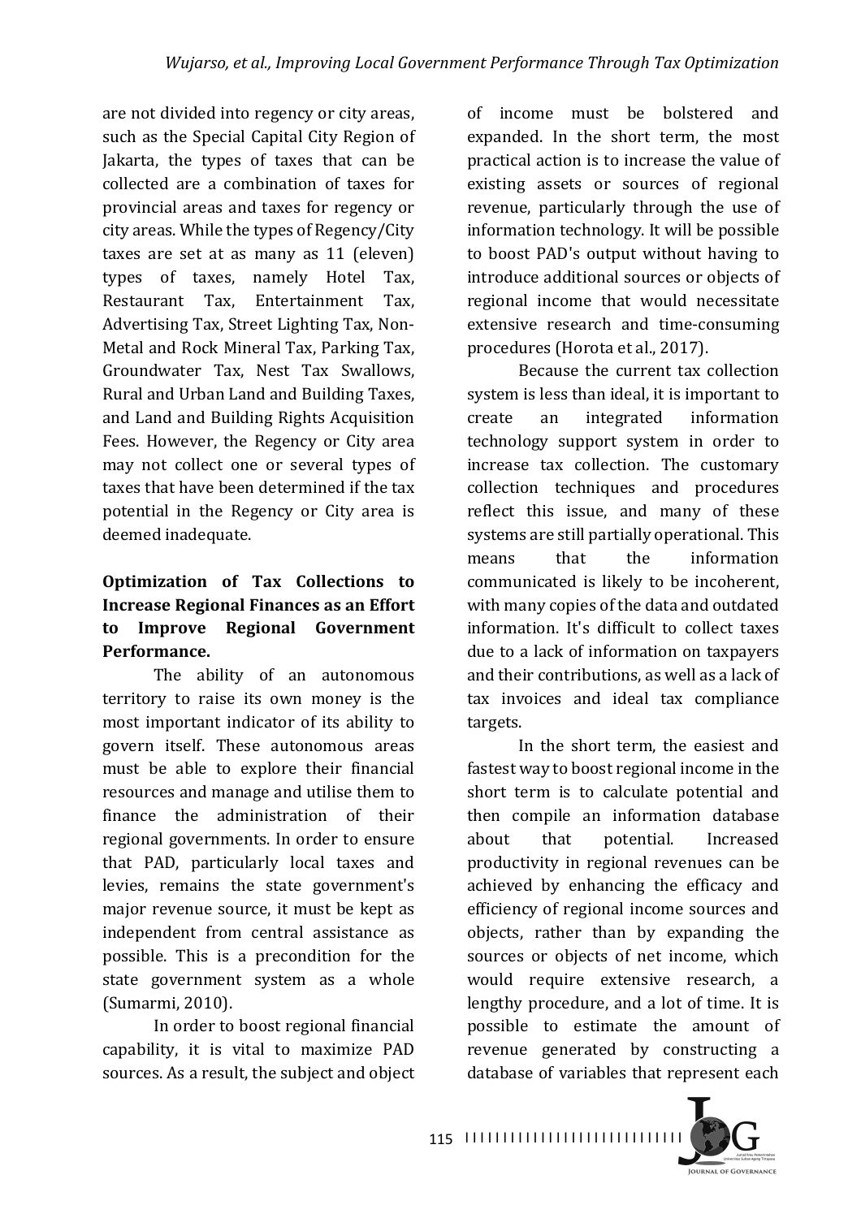are not divided into regency or city areas, such as the Special Capital City Region of Jakarta, the types of taxes that can be collected are a combination of taxes for provincial areas and taxes for regency or city areas. While the types of Regency/City taxes are set at as many as 11 (eleven) types of taxes, namely Hotel Tax, Restaurant Tax, Entertainment Tax, Advertising Tax, Street Lighting Tax, Non-Metal and Rock Mineral Tax, Parking Tax, Groundwater Tax, Nest Tax Swallows, Rural and Urban Land and Building Taxes, and Land and Building Rights Acquisition Fees. However, the Regency or City area may not collect one or several types of taxes that have been determined if the tax potential in the Regency or City area is deemed inadequate.

**Optimization of Tax Collections to Increase Regional Finances as an Effort to Improve Regional Government Performance.**

The ability of an autonomous territory to raise its own money is the most important indicator of its ability to govern itself. These autonomous areas must be able to explore their financial resources and manage and utilise them to finance the administration of their regional governments. In order to ensure that PAD, particularly local taxes and levies, remains the state government's major revenue source, it must be kept as independent from central assistance as possible. This is a precondition for the state government system as a whole (Sumarmi, 2010).

In order to boost regional financial capability, it is vital to maximize PAD sources. As a result, the subject and object of income must be bolstered and expanded. In the short term, the most practical action is to increase the value of existing assets or sources of regional revenue, particularly through the use of information technology. It will be possible to boost PAD's output without having to introduce additional sources or objects of regional income that would necessitate extensive research and time-consuming procedures (Horota et al., 2017).

Because the current tax collection system is less than ideal, it is important to create an integrated information technology support system in order to increase tax collection. The customary collection techniques and procedures reflect this issue, and many of these systems are still partially operational. This means that the information communicated is likely to be incoherent, with many copies of the data and outdated information. It's difficult to collect taxes due to a lack of information on taxpayers and their contributions, as well as a lack of tax invoices and ideal tax compliance targets.

In the short term, the easiest and fastest way to boost regional income in the short term is to calculate potential and then compile an information database about that potential. Increased productivity in regional revenues can be achieved by enhancing the efficacy and efficiency of regional income sources and objects, rather than by expanding the sources or objects of net income, which would require extensive research, a lengthy procedure, and a lot of time. It is possible to estimate the amount of revenue generated by constructing a database of variables that represent each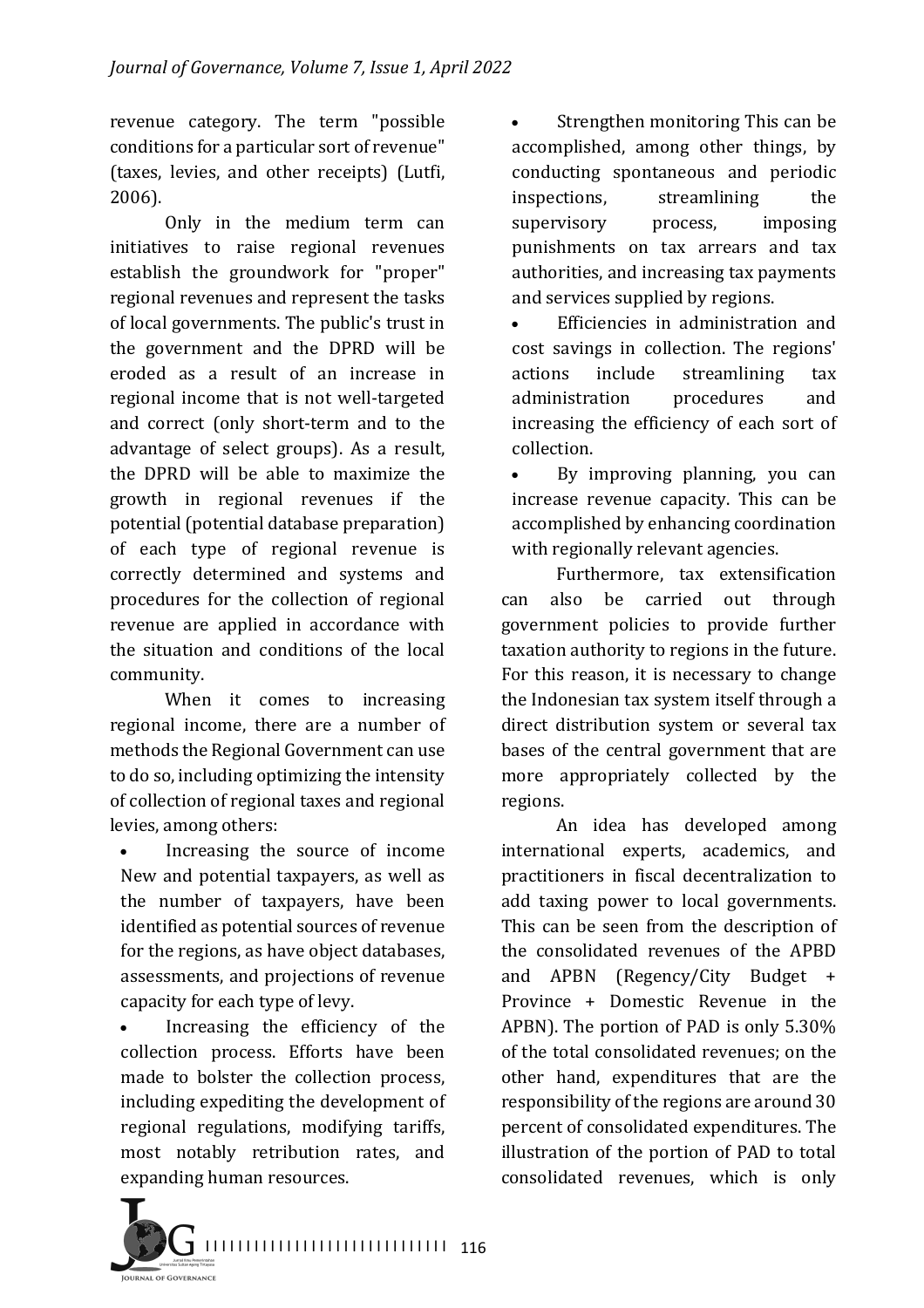revenue category. The term "possible conditions for a particular sort of revenue" (taxes, levies, and other receipts) (Lutfi, 2006).

Only in the medium term can initiatives to raise regional revenues establish the groundwork for "proper" regional revenues and represent the tasks of local governments. The public's trust in the government and the DPRD will be eroded as a result of an increase in regional income that is not well-targeted and correct (only short-term and to the advantage of select groups). As a result, the DPRD will be able to maximize the growth in regional revenues if the potential (potential database preparation) of each type of regional revenue is correctly determined and systems and procedures for the collection of regional revenue are applied in accordance with the situation and conditions of the local community.

When it comes to increasing regional income, there are a number of methods the Regional Government can use to do so, including optimizing the intensity of collection of regional taxes and regional levies, among others:

- Increasing the source of income New and potential taxpayers, as well as the number of taxpayers, have been identified as potential sources of revenue for the regions, as have object databases, assessments, and projections of revenue capacity for each type of levy.
- Increasing the efficiency of the collection process. Efforts have been made to bolster the collection process, including expediting the development of regional regulations, modifying tariffs, most notably retribution rates, and expanding human resources.
- Strengthen monitoring This can be accomplished, among other things, by conducting spontaneous and periodic inspections, streamlining the supervisory process, imposing punishments on tax arrears and tax authorities, and increasing tax payments and services supplied by regions.
- Efficiencies in administration and cost savings in collection. The regions' actions include streamlining tax administration procedures and increasing the efficiency of each sort of collection.
- By improving planning, you can increase revenue capacity. This can be accomplished by enhancing coordination with regionally relevant agencies.

Furthermore, tax extensification can also be carried out through government policies to provide further taxation authority to regions in the future. For this reason, it is necessary to change the Indonesian tax system itself through a direct distribution system or several tax bases of the central government that are more appropriately collected by the regions.

An idea has developed among international experts, academics, and practitioners in fiscal decentralization to add taxing power to local governments. This can be seen from the description of the consolidated revenues of the APBD and APBN (Regency/City Budget + Province + Domestic Revenue in the APBN). The portion of PAD is only 5.30% of the total consolidated revenues; on the other hand, expenditures that are the responsibility of the regions are around 30 percent of consolidated expenditures. The illustration of the portion of PAD to total consolidated revenues, which is only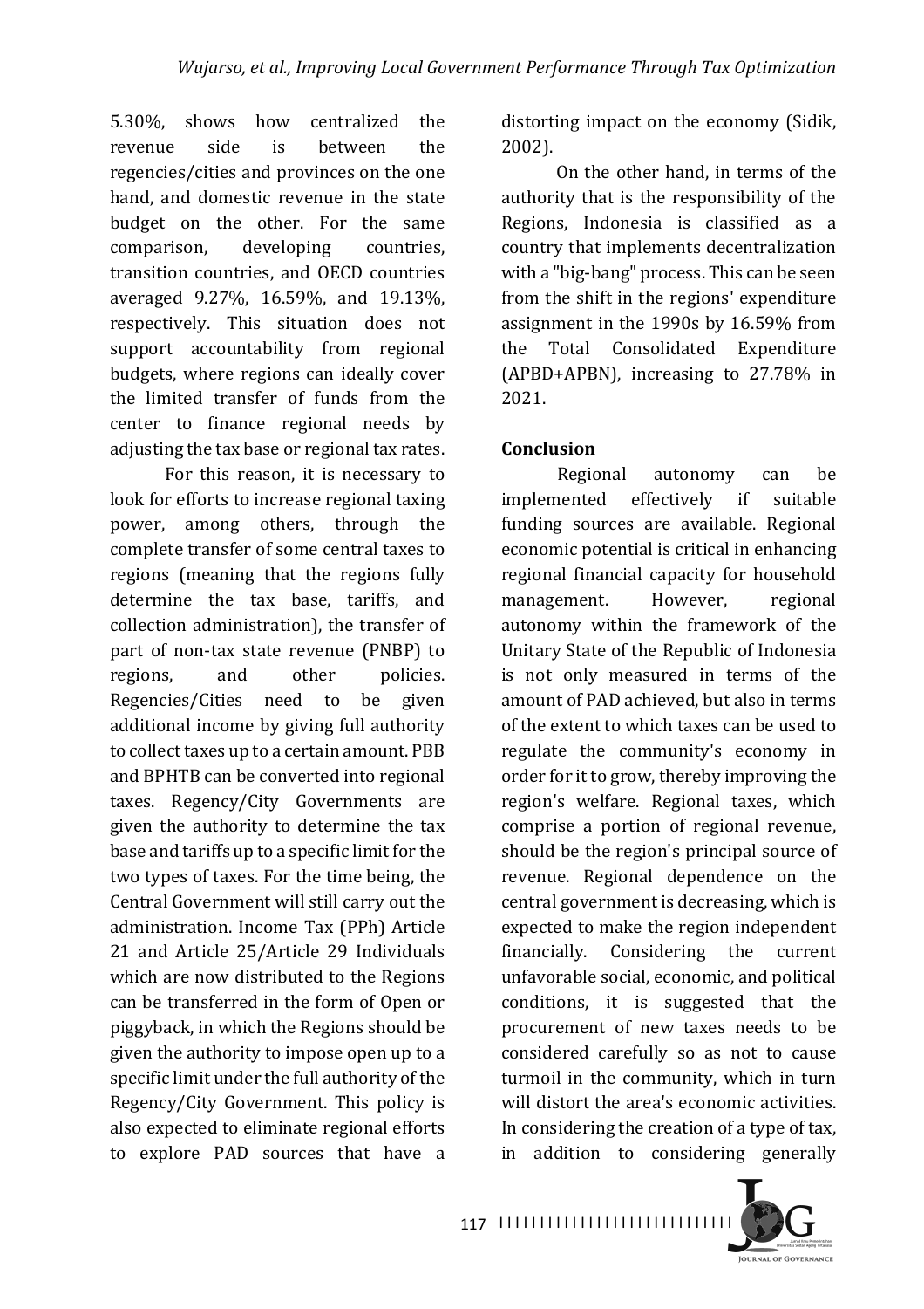5.30%, shows how centralized the revenue side is between the regencies/cities and provinces on the one hand, and domestic revenue in the state budget on the other. For the same comparison, developing countries, transition countries, and OECD countries averaged 9.27%, 16.59%, and 19.13%, respectively. This situation does not support accountability from regional budgets, where regions can ideally cover the limited transfer of funds from the center to finance regional needs by adjusting the tax base or regional tax rates.

For this reason, it is necessary to look for efforts to increase regional taxing power, among others, through the complete transfer of some central taxes to regions (meaning that the regions fully determine the tax base, tariffs, and collection administration), the transfer of part of non-tax state revenue (PNBP) to regions, and other policies. Regencies/Cities need to be given additional income by giving full authority to collect taxes up to a certain amount. PBB and BPHTB can be converted into regional taxes. Regency/City Governments are given the authority to determine the tax base and tariffs up to a specific limit for the two types of taxes. For the time being, the Central Government will still carry out the administration. Income Tax (PPh) Article 21 and Article 25/Article 29 Individuals which are now distributed to the Regions can be transferred in the form of Open or piggyback, in which the Regions should be given the authority to impose open up to a specific limit under the full authority of the Regency/City Government. This policy is also expected to eliminate regional efforts to explore PAD sources that have a distorting impact on the economy (Sidik, 2002).

On the other hand, in terms of the authority that is the responsibility of the Regions, Indonesia is classified as a country that implements decentralization with a "big-bang" process. This can be seen from the shift in the regions' expenditure assignment in the 1990s by 16.59% from the Total Consolidated Expenditure (APBD+APBN), increasing to 27.78% in 2021.

## Conclusion

Regional autonomy can be implemented effectively if suitable funding sources are available. Regional economic potential is critical in enhancing regional financial capacity for household management. However, regional autonomy within the framework of the Unitary State of the Republic of Indonesia is not only measured in terms of the amount of PAD achieved, but also in terms of the extent to which taxes can be used to regulate the community's economy in order for it to grow, thereby improving the region's welfare. Regional taxes, which comprise a portion of regional revenue, should be the region's principal source of revenue. Regional dependence on the central government is decreasing, which is expected to make the region independent financially. Considering the current unfavorable social, economic, and political conditions, it is suggested that the procurement of new taxes needs to be considered carefully so as not to cause turmoil in the community, which in turn will distort the area's economic activities. In considering the creation of a type of tax, in addition to considering generally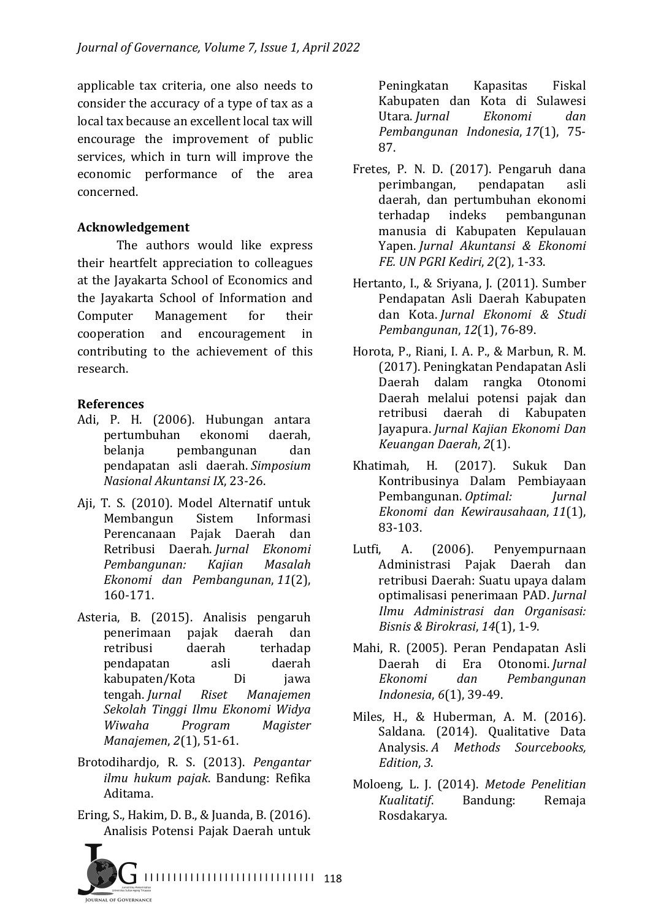applicable tax criteria, one also needs to consider the accuracy of a type of tax as a local tax because an excellent local tax will encourage the improvement of public services, which in turn will improve the economic performance of the area concerned.

**Acknowledgement**

The authors would like express their heartfelt appreciation to colleagues at the Jayakarta School of Economics and the Jayakarta School of Information and Computer Management for their cooperation and encouragement in contributing to the achievement of this research.

**References**

Adi, P. H. (2006). Hubungan antara pertumbuhan ekonomi daerah, belanja pembangunan dan pendapatan asli daerah. *Simposium Nasional Akuntansi IX*, 23-26.

Aji, T. S. (2010). Model Alternatif untuk Membangun Sistem Informasi Perencanaan Pajak Daerah dan Retribusi Daerah. *Jurnal Ekonomi Pembangunan: Kajian Masalah Ekonomi dan Pembangunan*, *11*(2), 160-171.

Asteria, B. (2015). Analisis pengaruh penerimaan pajak daerah dan retribusi daerah terhadap pendapatan asli daerah kabupaten/Kota Di jawa tengah. *Jurnal Riset Manajemen Sekolah Tinggi Ilmu Ekonomi Widya Wiwaha Program Magister Manajemen*, *2*(1), 51-61.

Brotodihardjo, R. S. (2013). *Pengantar ilmu hukum pajak*. Bandung: Refika Aditama.

Ering, S., Hakim, D. B., & Juanda, B. (2016). Analisis Potensi Pajak Daerah untuk Peningkatan Kapasitas Fiskal Kabupaten dan Kota di Sulawesi Utara. *Jurnal Ekonomi dan Pembangunan Indonesia*, *17*(1), 75-87.

Fretes, P. N. D. (2017). Pengaruh dana perimbangan, pendapatan asli daerah, dan pertumbuhan ekonomi terhadap indeks pembangunan manusia di Kabupaten Kepulauan Yapen. *Jurnal Akuntansi & Ekonomi FE. UN PGRI Kediri*, *2*(2), 1-33.

Hertanto, I., & Sriyana, J. (2011). Sumber Pendapatan Asli Daerah Kabupaten dan Kota. *Jurnal Ekonomi & Studi Pembangunan*, *12*(1), 76-89.

Horota, P., Riani, I. A. P., & Marbun, R. M. (2017). Peningkatan Pendapatan Asli Daerah dalam rangka Otonomi Daerah melalui potensi pajak dan retribusi daerah di Kabupaten Jayapura. *Jurnal Kajian Ekonomi Dan Keuangan Daerah*, *2*(1).

Khatimah, H. (2017). Sukuk Dan Kontribusinya Dalam Pembiayaan Pembangunan. *Optimal: Jurnal Ekonomi dan Kewirausahaan*, *11*(1), 83-103.

Lutfi, A. (2006). Penyempurnaan Administrasi Pajak Daerah dan retribusi Daerah: Suatu upaya dalam optimalisasi penerimaan PAD. *Jurnal Ilmu Administrasi dan Organisasi: Bisnis & Birokrasi*, *14*(1), 1-9.

Mahi, R. (2005). Peran Pendapatan Asli Daerah di Era Otonomi. *Jurnal Ekonomi dan Pembangunan Indonesia*, *6*(1), 39-49.

Miles, H., & Huberman, A. M. (2016). Saldana. (2014). Qualitative Data Analysis. *A Methods Sourcebooks, Edition*, *3*.

Moloeng, L. J. (2014). *Metode Penelitian Kualitatif*. Bandung: Remaja Rosdakarya.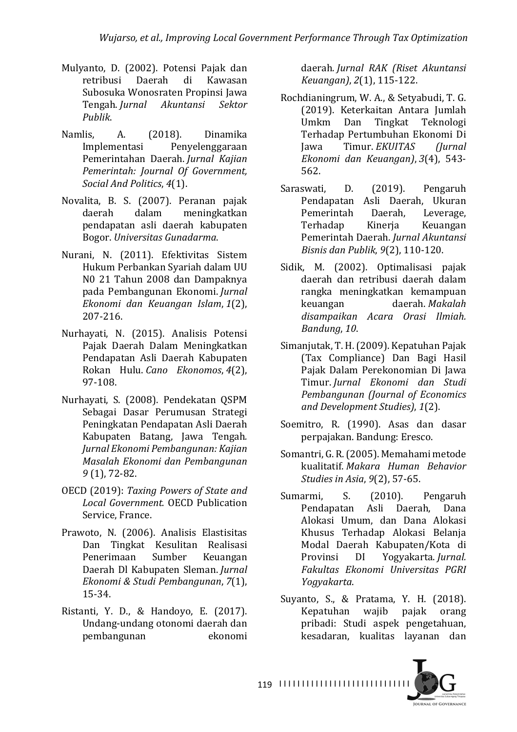Mulyanto, D. (2002). Potensi Pajak dan retribusi Daerah di Kawasan Subosuka Wonosraten Propinsi Jawa Tengah. *Jurnal Akuntansi Sektor Publik*.

Namlis, A. (2018). Dinamika Implementasi Penyelenggaraan Pemerintahan Daerah. *Jurnal Kajian Pemerintah: Journal Of Government, Social And Politics*, *4*(1).

Novalita, B. S. (2007). Peranan pajak daerah dalam meningkatkan pendapatan asli daerah kabupaten Bogor. *Universitas Gunadarma*.

Nurani, N. (2011). Efektivitas Sistem Hukum Perbankan Syariah dalam UU N0 21 Tahun 2008 dan Dampaknya pada Pembangunan Ekonomi. *Jurnal Ekonomi dan Keuangan Islam*, *1*(2), 207-216.

Nurhayati, N. (2015). Analisis Potensi Pajak Daerah Dalam Meningkatkan Pendapatan Asli Daerah Kabupaten Rokan Hulu. *Cano Ekonomos*, *4*(2), 97-108.

Nurhayati, S. (2008). Pendekatan QSPM Sebagai Dasar Perumusan Strategi Peningkatan Pendapatan Asli Daerah Kabupaten Batang, Jawa Tengah. *Jurnal Ekonomi Pembangunan: Kajian Masalah Ekonomi dan Pembangunan 9* (1), 72-82.

OECD (2019): *Taxing Powers of State and Local Government*. OECD Publication Service, France.

Prawoto, N. (2006). Analisis Elastisitas Dan Tingkat Kesulitan Realisasi Penerimaan Sumber Keuangan Daerah Dl Kabupaten Sleman. *Jurnal Ekonomi & Studi Pembangunan*, *7*(1), 15-34.

Ristanti, Y. D., & Handoyo, E. (2017). Undang-undang otonomi daerah dan pembangunan ekonomi daerah. *Jurnal RAK (Riset Akuntansi Keuangan)*, *2*(1), 115-122.

Rochdianingrum, W. A., & Setyabudi, T. G. (2019). Keterkaitan Antara Jumlah Umkm Dan Tingkat Teknologi Terhadap Pertumbuhan Ekonomi Di Jawa Timur. *EKUITAS (Jurnal Ekonomi dan Keuangan)*, *3*(4), 543-562.

Saraswati, D. (2019). Pengaruh Pendapatan Asli Daerah, Ukuran Pemerintah Daerah, Leverage, Terhadap Kinerja Keuangan Pemerintah Daerah. *Jurnal Akuntansi Bisnis dan Publik*, *9*(2), 110-120.

Sidik, M. (2002). Optimalisasi pajak daerah dan retribusi daerah dalam rangka meningkatkan kemampuan keuangan daerah. *Makalah disampaikan Acara Orasi Ilmiah. Bandung*, *10*.

Simanjutak, T. H. (2009). Kepatuhan Pajak (Tax Compliance) Dan Bagi Hasil Pajak Dalam Perekonomian Di Jawa Timur. *Jurnal Ekonomi dan Studi Pembangunan (Journal of Economics and Development Studies)*, *1*(2).

Soemitro, R. (1990). Asas dan dasar perpajakan. Bandung: Eresco.

Somantri, G. R. (2005). Memahami metode kualitatif. *Makara Human Behavior Studies in Asia*, *9*(2), 57-65.

Sumarmi, S. (2010). Pengaruh Pendapatan Asli Daerah, Dana Alokasi Umum, dan Dana Alokasi Khusus Terhadap Alokasi Belanja Modal Daerah Kabupaten/Kota di Provinsi DI Yogyakarta. *Jurnal. Fakultas Ekonomi Universitas PGRI Yogyakarta*.

Suyanto, S., & Pratama, Y. H. (2018). Kepatuhan wajib pajak orang pribadi: Studi aspek pengetahuan, kesadaran, kualitas layanan dan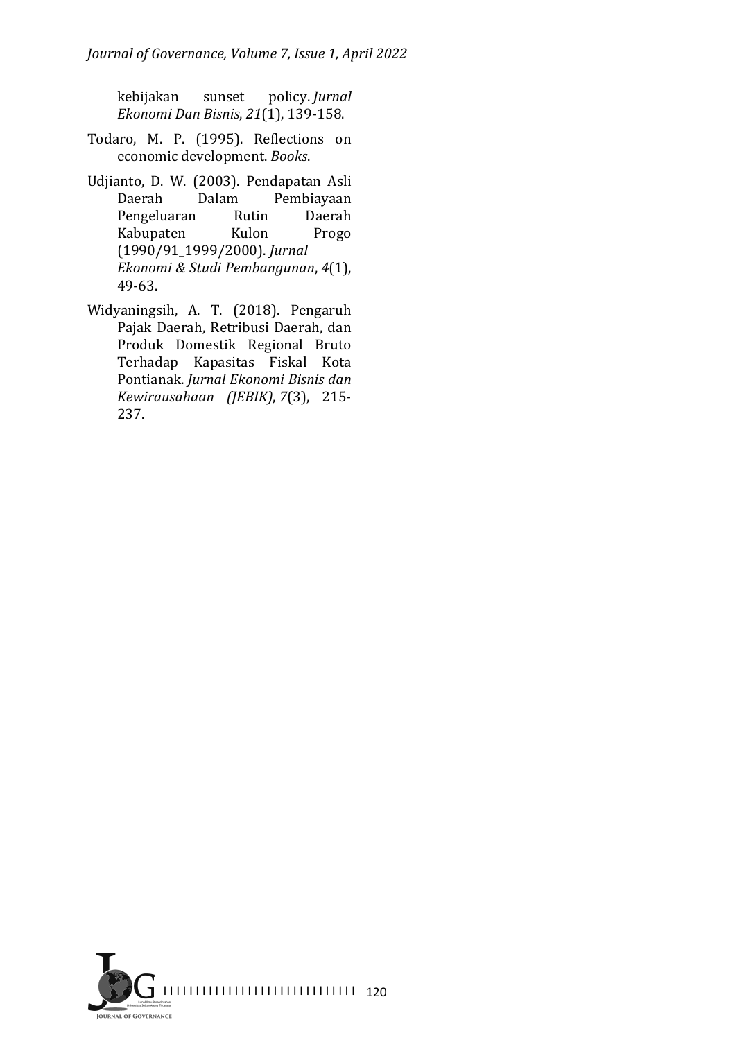kebijakan sunset policy. *Jurnal Ekonomi Dan Bisnis*, *21*(1), 139-158.

Todaro, M. P. (1995). Reflections on economic development. *Books*.

Udjianto, D. W. (2003). Pendapatan Asli Daerah Dalam Pembiayaan Pengeluaran Rutin Daerah Kabupaten Kulon Progo (1990/91_1999/2000). *Jurnal Ekonomi & Studi Pembangunan*, *4*(1), 49-63.

Widyaningsih, A. T. (2018). Pengaruh Pajak Daerah, Retribusi Daerah, dan Produk Domestik Regional Bruto Terhadap Kapasitas Fiskal Kota Pontianak. *Jurnal Ekonomi Bisnis dan Kewirausahaan (JEBIK)*, *7*(3), 215-237.